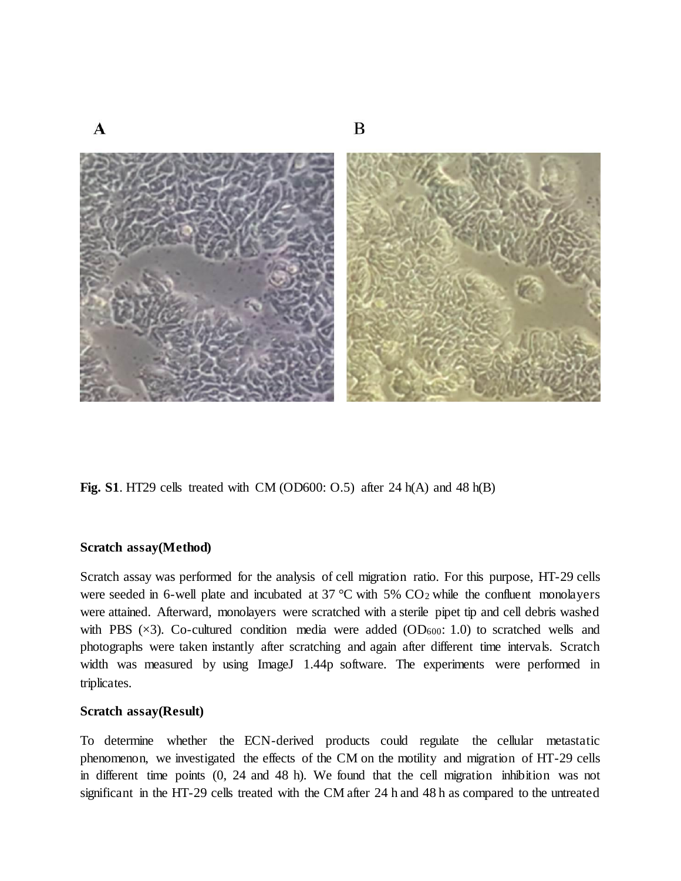A B

**Fig. S1**. HT29 cells treated with CM (OD600: O.5) after 24 h(A) and 48 h(B)

**Scratch assay(Method)**

Scratch assay was performed for the analysis of cell migration ratio. For this purpose, HT-29 cells were seeded in 6-well plate and incubated at 37 °C with 5% $CO_2$ while the confluent monolayers were attained. Afterward, monolayers were scratched with a sterile pipet tip and cell debris washed with PBS (×3). Co-cultured condition media were added ($OD_{600}$: 1.0) to scratched wells and photographs were taken instantly after scratching and again after different time intervals. Scratch width was measured by using ImageJ 1.44p software. The experiments were performed in triplicates.

**Scratch assay(Result)**

To determine whether the ECN-derived products could regulate the cellular metastatic phenomenon, we investigated the effects of the CM on the motility and migration of HT-29 cells in different time points (0, 24 and 48 h). We found that the cell migration inhibition was not significant in the HT-29 cells treated with the CM after 24 h and 48 h as compared to the untreated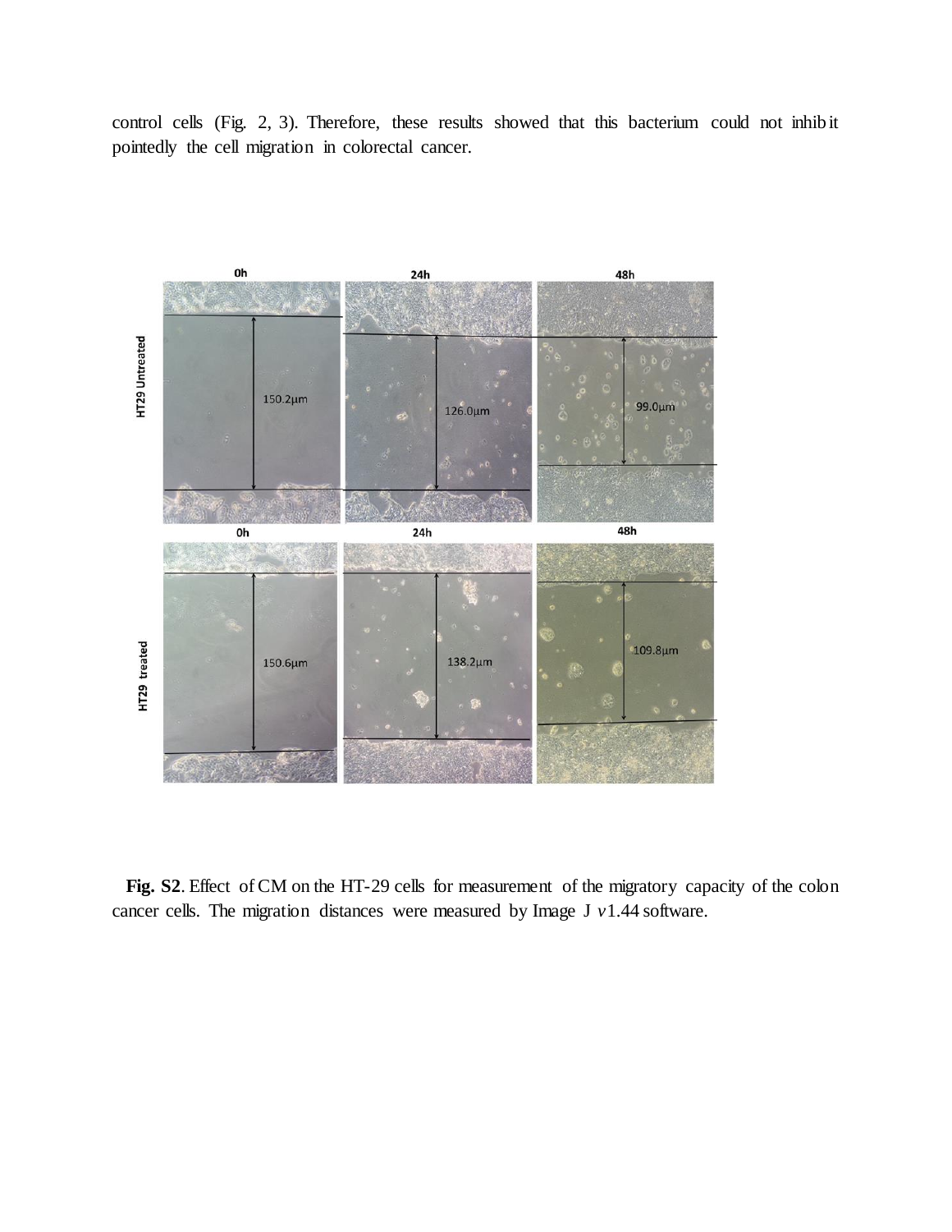control cells (Fig. 2, 3). Therefore, these results showed that this bacterium could not inhibit pointedly the cell migration in colorectal cancer.

**Fig. S2**. Effect of CM on the HT-29 cells for measurement of the migratory capacity of the colon cancer cells. The migration distances were measured by Image J *v*1.44 software.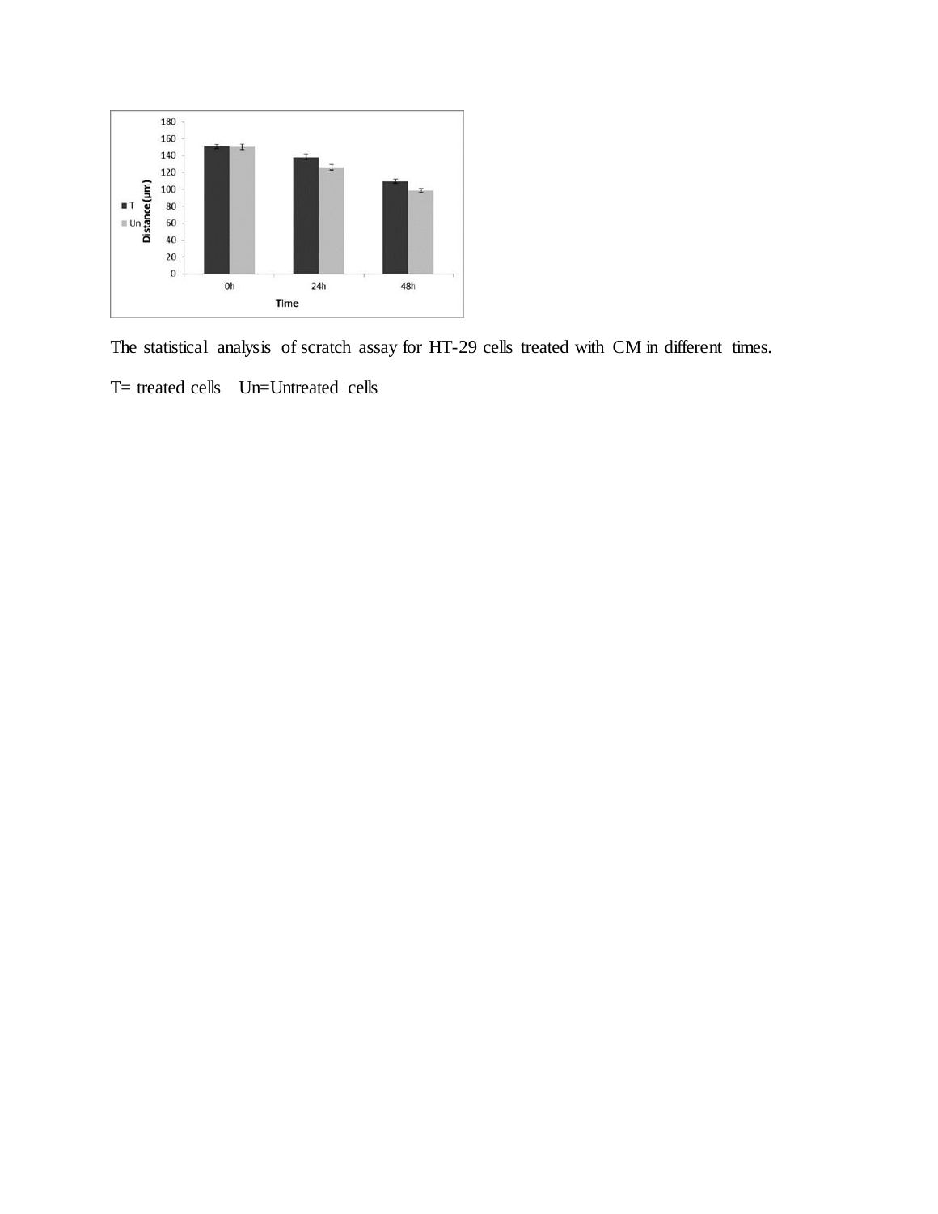180
160
140
120
100
80
60
40
20
0

Distance (µm)

■ T
■ Un

0h
24h
48h

Time

The statistical analysis of scratch assay for HT-29 cells treated with CM in different times.

T= treated cells   Un=Untreated cells